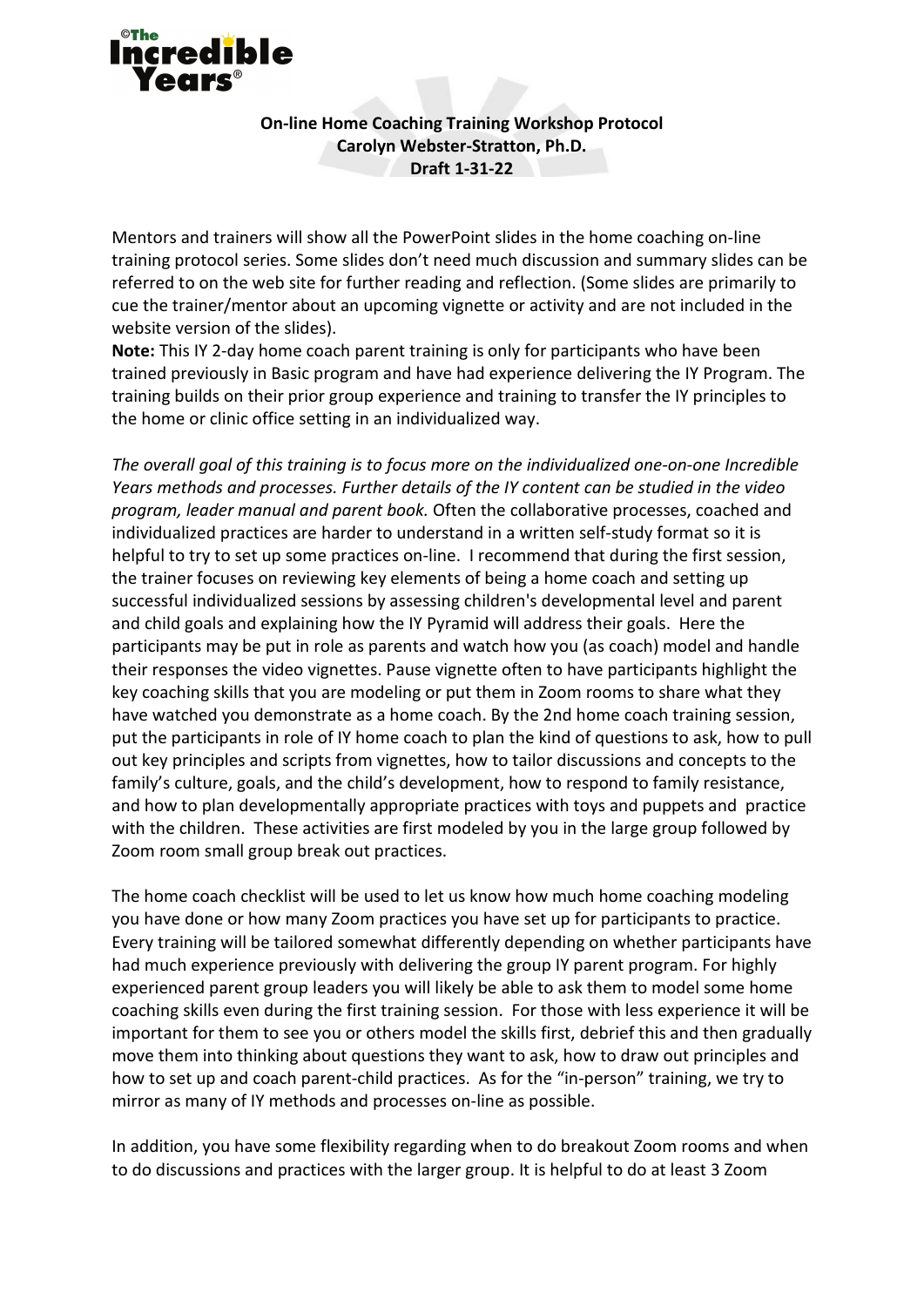**On-line Home Coaching Training Workshop Protocol**
**Carolyn Webster-Stratton, Ph.D.**
**Draft 1-31-22**

Mentors and trainers will show all the PowerPoint slides in the home coaching on-line training protocol series. Some slides don't need much discussion and summary slides can be referred to on the web site for further reading and reflection. (Some slides are primarily to cue the trainer/mentor about an upcoming vignette or activity and are not included in the website version of the slides).

**Note:** This IY 2-day home coach parent training is only for participants who have been trained previously in Basic program and have had experience delivering the IY Program. The training builds on their prior group experience and training to transfer the IY principles to the home or clinic office setting in an individualized way.

*The overall goal of this training is to focus more on the individualized one-on-one Incredible Years methods and processes. Further details of the IY content can be studied in the video program, leader manual and parent book.* Often the collaborative processes, coached and individualized practices are harder to understand in a written self-study format so it is helpful to try to set up some practices on-line. I recommend that during the first session, the trainer focuses on reviewing key elements of being a home coach and setting up successful individualized sessions by assessing children's developmental level and parent and child goals and explaining how the IY Pyramid will address their goals. Here the participants may be put in role as parents and watch how you (as coach) model and handle their responses the video vignettes. Pause vignette often to have participants highlight the key coaching skills that you are modeling or put them in Zoom rooms to share what they have watched you demonstrate as a home coach. By the 2nd home coach training session, put the participants in role of IY home coach to plan the kind of questions to ask, how to pull out key principles and scripts from vignettes, how to tailor discussions and concepts to the family's culture, goals, and the child's development, how to respond to family resistance, and how to plan developmentally appropriate practices with toys and puppets and practice with the children. These activities are first modeled by you in the large group followed by Zoom room small group break out practices.

The home coach checklist will be used to let us know how much home coaching modeling you have done or how many Zoom practices you have set up for participants to practice. Every training will be tailored somewhat differently depending on whether participants have had much experience previously with delivering the group IY parent program. For highly experienced parent group leaders you will likely be able to ask them to model some home coaching skills even during the first training session. For those with less experience it will be important for them to see you or others model the skills first, debrief this and then gradually move them into thinking about questions they want to ask, how to draw out principles and how to set up and coach parent-child practices. As for the "in-person" training, we try to mirror as many of IY methods and processes on-line as possible.

In addition, you have some flexibility regarding when to do breakout Zoom rooms and when to do discussions and practices with the larger group. It is helpful to do at least 3 Zoom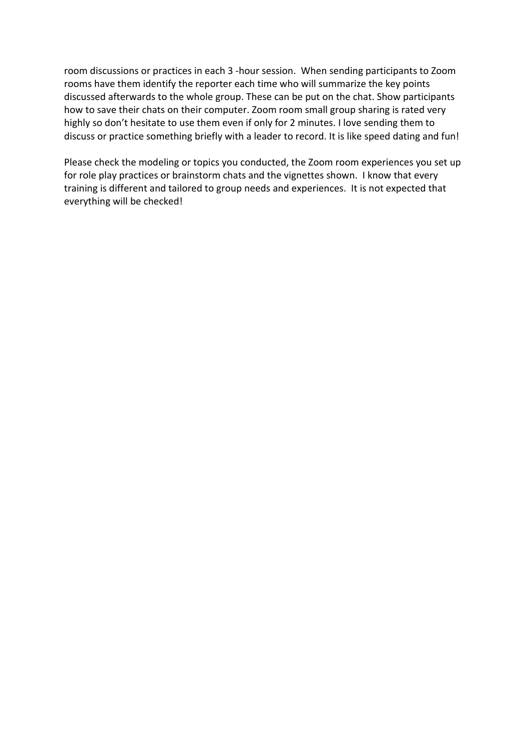room discussions or practices in each 3 -hour session. When sending participants to Zoom rooms have them identify the reporter each time who will summarize the key points discussed afterwards to the whole group. These can be put on the chat. Show participants how to save their chats on their computer. Zoom room small group sharing is rated very highly so don't hesitate to use them even if only for 2 minutes. I love sending them to discuss or practice something briefly with a leader to record. It is like speed dating and fun!

Please check the modeling or topics you conducted, the Zoom room experiences you set up for role play practices or brainstorm chats and the vignettes shown. I know that every training is different and tailored to group needs and experiences. It is not expected that everything will be checked!